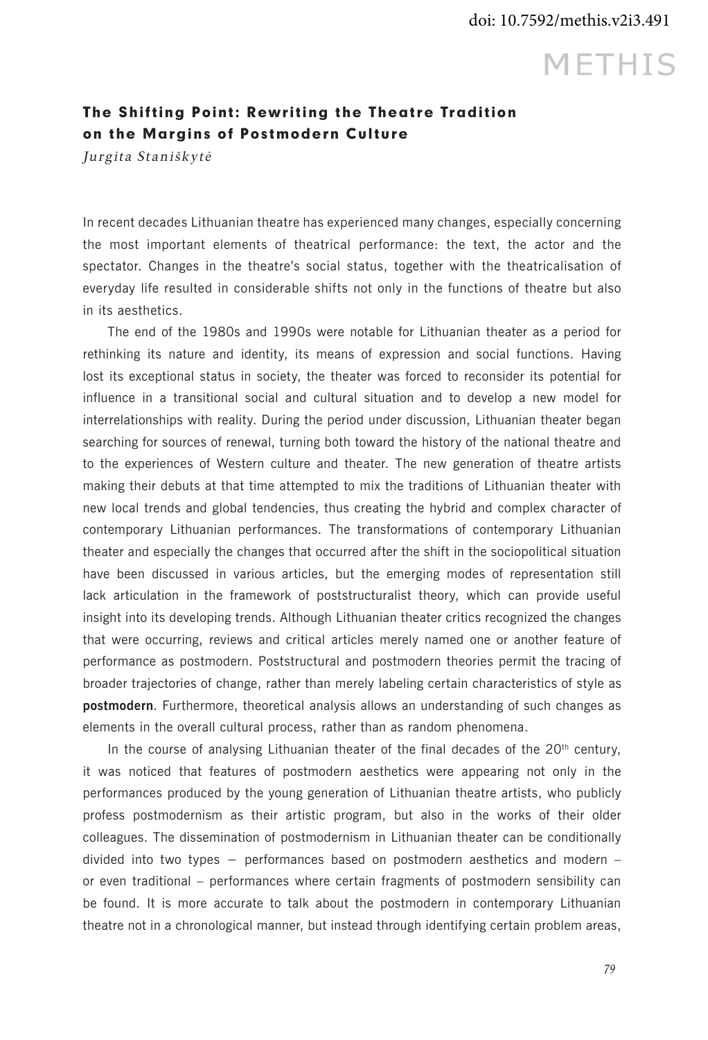doi: 10.7592/methis.v2i3.491

# The Shifting Point: Rewriting the Theatre Tradition on the Margins of Postmodern Culture

*Jurgita Staniškytė*

In recent decades Lithuanian theatre has experienced many changes, especially concerning the most important elements of theatrical performance: the text, the actor and the spectator. Changes in the theatre's social status, together with the theatricalisation of everyday life resulted in considerable shifts not only in the functions of theatre but also in its aesthetics.

The end of the 1980s and 1990s were notable for Lithuanian theater as a period for rethinking its nature and identity, its means of expression and social functions. Having lost its exceptional status in society, the theater was forced to reconsider its potential for influence in a transitional social and cultural situation and to develop a new model for interrelationships with reality. During the period under discussion, Lithuanian theater began searching for sources of renewal, turning both toward the history of the national theatre and to the experiences of Western culture and theater. The new generation of theatre artists making their debuts at that time attempted to mix the traditions of Lithuanian theater with new local trends and global tendencies, thus creating the hybrid and complex character of contemporary Lithuanian performances. The transformations of contemporary Lithuanian theater and especially the changes that occurred after the shift in the sociopolitical situation have been discussed in various articles, but the emerging modes of representation still lack articulation in the framework of poststructuralist theory, which can provide useful insight into its developing trends. Although Lithuanian theater critics recognized the changes that were occurring, reviews and critical articles merely named one or another feature of performance as postmodern. Poststructural and postmodern theories permit the tracing of broader trajectories of change, rather than merely labeling certain characteristics of style as **postmodern**. Furthermore, theoretical analysis allows an understanding of such changes as elements in the overall cultural process, rather than as random phenomena.

In the course of analysing Lithuanian theater of the final decades of the 20th century, it was noticed that features of postmodern aesthetics were appearing not only in the performances produced by the young generation of Lithuanian theatre artists, who publicly profess postmodernism as their artistic program, but also in the works of their older colleagues. The dissemination of postmodernism in Lithuanian theater can be conditionally divided into two types – performances based on postmodern aesthetics and modern – or even traditional – performances where certain fragments of postmodern sensibility can be found. It is more accurate to talk about the postmodern in contemporary Lithuanian theatre not in a chronological manner, but instead through identifying certain problem areas,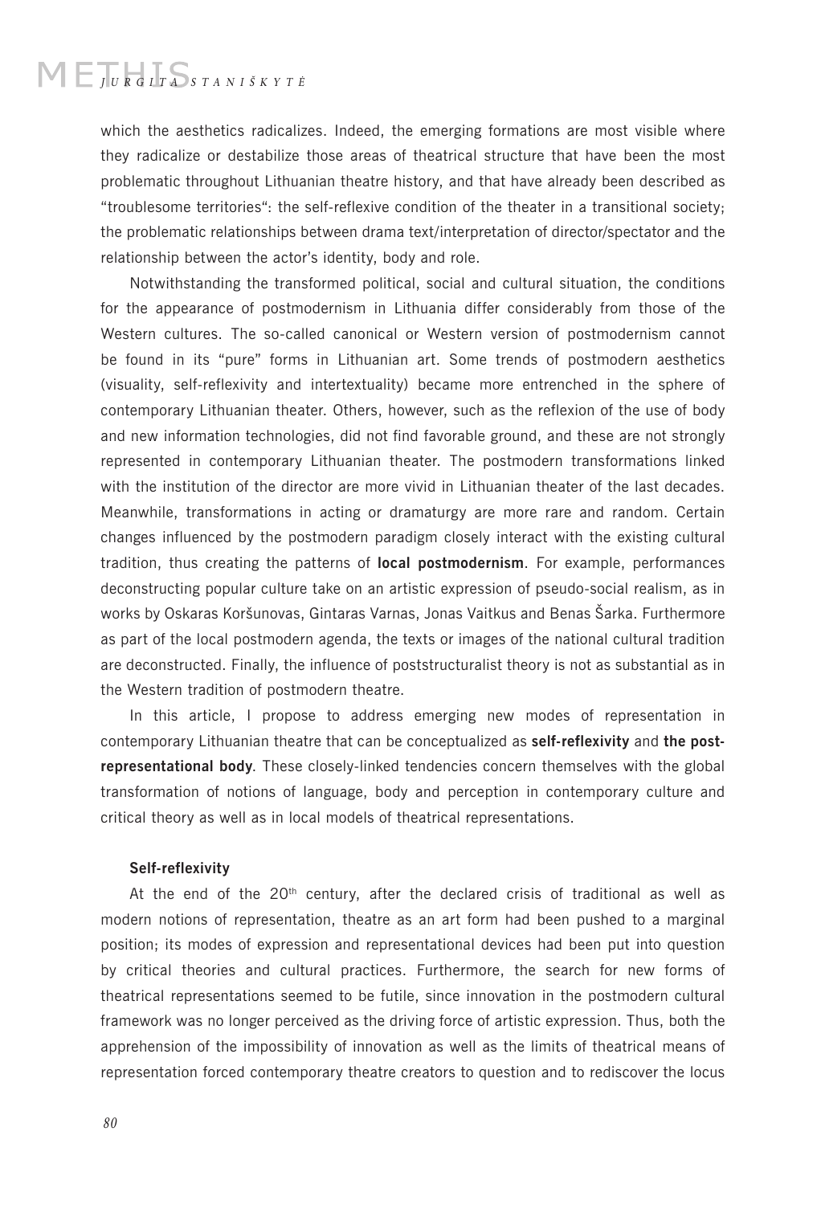which the aesthetics radicalizes. Indeed, the emerging formations are most visible where they radicalize or destabilize those areas of theatrical structure that have been the most problematic throughout Lithuanian theatre history, and that have already been described as "troublesome territories": the self-reflexive condition of the theater in a transitional society; the problematic relationships between drama text/interpretation of director/spectator and the relationship between the actor's identity, body and role.

Notwithstanding the transformed political, social and cultural situation, the conditions for the appearance of postmodernism in Lithuania differ considerably from those of the Western cultures. The so-called canonical or Western version of postmodernism cannot be found in its "pure" forms in Lithuanian art. Some trends of postmodern aesthetics (visuality, self-reflexivity and intertextuality) became more entrenched in the sphere of contemporary Lithuanian theater. Others, however, such as the reflexion of the use of body and new information technologies, did not find favorable ground, and these are not strongly represented in contemporary Lithuanian theater. The postmodern transformations linked with the institution of the director are more vivid in Lithuanian theater of the last decades. Meanwhile, transformations in acting or dramaturgy are more rare and random. Certain changes influenced by the postmodern paradigm closely interact with the existing cultural tradition, thus creating the patterns of **local postmodernism**. For example, performances deconstructing popular culture take on an artistic expression of pseudo-social realism, as in works by Oskaras Koršunovas, Gintaras Varnas, Jonas Vaitkus and Benas Šarka. Furthermore as part of the local postmodern agenda, the texts or images of the national cultural tradition are deconstructed. Finally, the influence of poststructuralist theory is not as substantial as in the Western tradition of postmodern theatre.

In this article, I propose to address emerging new modes of representation in contemporary Lithuanian theatre that can be conceptualized as **self-reflexivity** and **the post-representational body**. These closely-linked tendencies concern themselves with the global transformation of notions of language, body and perception in contemporary culture and critical theory as well as in local models of theatrical representations.

#### Self-reflexivity

At the end of the 20th century, after the declared crisis of traditional as well as modern notions of representation, theatre as an art form had been pushed to a marginal position; its modes of expression and representational devices had been put into question by critical theories and cultural practices. Furthermore, the search for new forms of theatrical representations seemed to be futile, since innovation in the postmodern cultural framework was no longer perceived as the driving force of artistic expression. Thus, both the apprehension of the impossibility of innovation as well as the limits of theatrical means of representation forced contemporary theatre creators to question and to rediscover the locus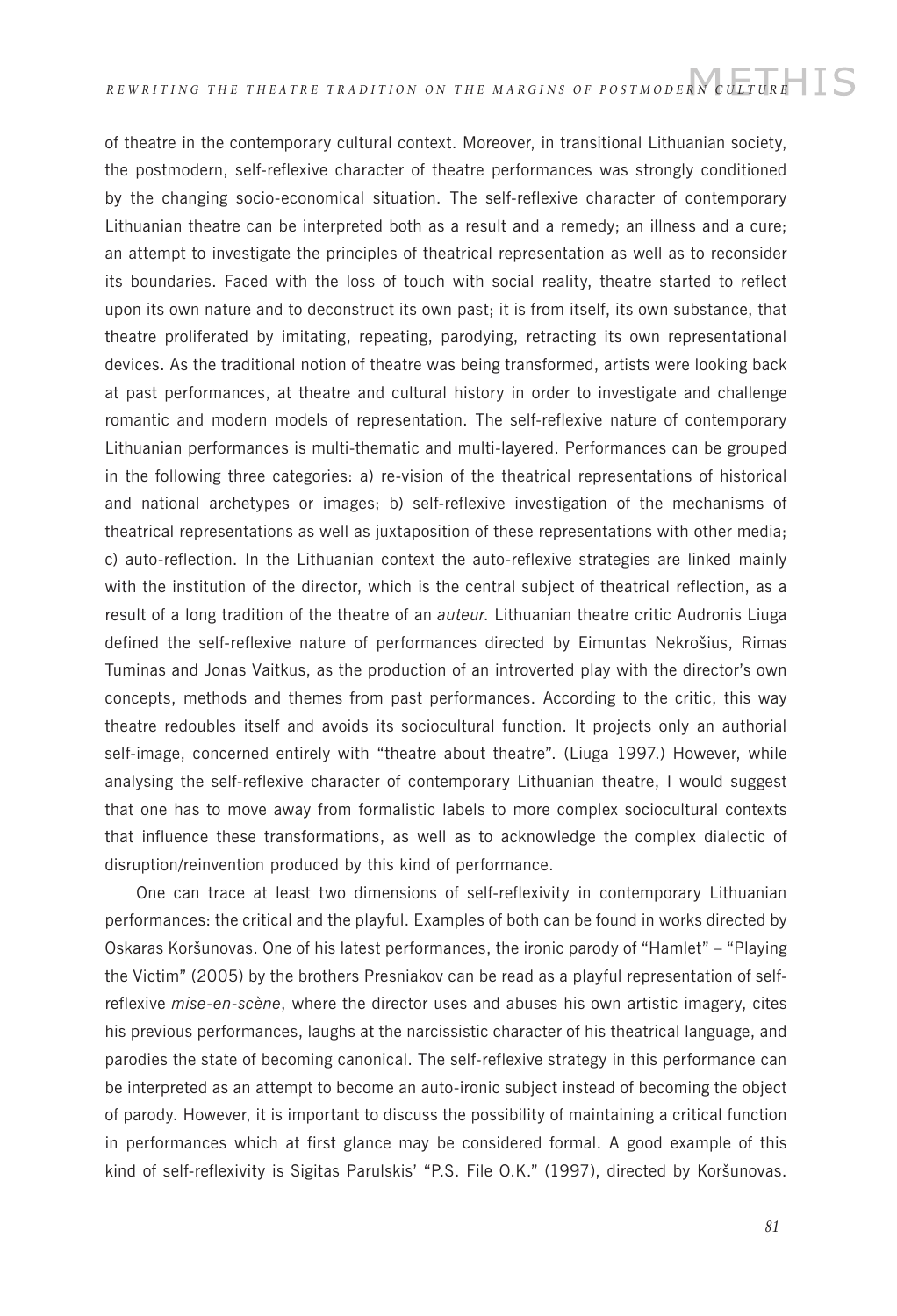of theatre in the contemporary cultural context. Moreover, in transitional Lithuanian society, the postmodern, self-reflexive character of theatre performances was strongly conditioned by the changing socio-economical situation. The self-reflexive character of contemporary Lithuanian theatre can be interpreted both as a result and a remedy; an illness and a cure; an attempt to investigate the principles of theatrical representation as well as to reconsider its boundaries. Faced with the loss of touch with social reality, theatre started to reflect upon its own nature and to deconstruct its own past; it is from itself, its own substance, that theatre proliferated by imitating, repeating, parodying, retracting its own representational devices. As the traditional notion of theatre was being transformed, artists were looking back at past performances, at theatre and cultural history in order to investigate and challenge romantic and modern models of representation. The self-reflexive nature of contemporary Lithuanian performances is multi-thematic and multi-layered. Performances can be grouped in the following three categories: a) re-vision of the theatrical representations of historical and national archetypes or images; b) self-reflexive investigation of the mechanisms of theatrical representations as well as juxtaposition of these representations with other media; c) auto-reflection. In the Lithuanian context the auto-reflexive strategies are linked mainly with the institution of the director, which is the central subject of theatrical reflection, as a result of a long tradition of the theatre of an *auteur*. Lithuanian theatre critic Audronis Liuga defined the self-reflexive nature of performances directed by Eimuntas Nekrošius, Rimas Tuminas and Jonas Vaitkus, as the production of an introverted play with the director's own concepts, methods and themes from past performances. According to the critic, this way theatre redoubles itself and avoids its sociocultural function. It projects only an authorial self-image, concerned entirely with "theatre about theatre". (Liuga 1997.) However, while analysing the self-reflexive character of contemporary Lithuanian theatre, I would suggest that one has to move away from formalistic labels to more complex sociocultural contexts that influence these transformations, as well as to acknowledge the complex dialectic of disruption/reinvention produced by this kind of performance.

One can trace at least two dimensions of self-reflexivity in contemporary Lithuanian performances: the critical and the playful. Examples of both can be found in works directed by Oskaras Koršunovas. One of his latest performances, the ironic parody of "Hamlet" – "Playing the Victim" (2005) by the brothers Presniakov can be read as a playful representation of self-reflexive *mise-en-scène*, where the director uses and abuses his own artistic imagery, cites his previous performances, laughs at the narcissistic character of his theatrical language, and parodies the state of becoming canonical. The self-reflexive strategy in this performance can be interpreted as an attempt to become an auto-ironic subject instead of becoming the object of parody. However, it is important to discuss the possibility of maintaining a critical function in performances which at first glance may be considered formal. A good example of this kind of self-reflexivity is Sigitas Parulskis' "P.S. File O.K." (1997), directed by Koršunovas.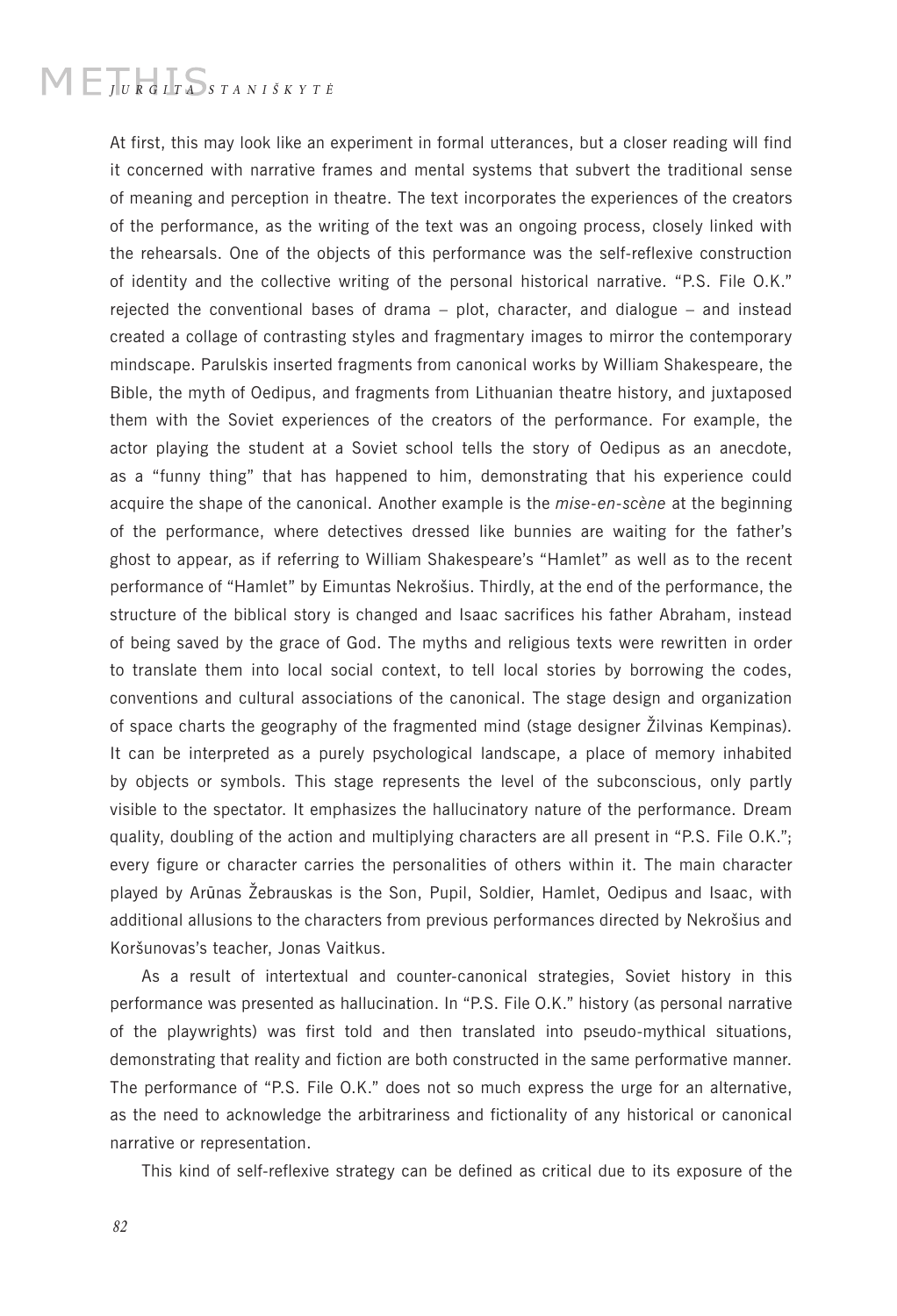At first, this may look like an experiment in formal utterances, but a closer reading will find it concerned with narrative frames and mental systems that subvert the traditional sense of meaning and perception in theatre. The text incorporates the experiences of the creators of the performance, as the writing of the text was an ongoing process, closely linked with the rehearsals. One of the objects of this performance was the self-reflexive construction of identity and the collective writing of the personal historical narrative. "P.S. File O.K." rejected the conventional bases of drama – plot, character, and dialogue – and instead created a collage of contrasting styles and fragmentary images to mirror the contemporary mindscape. Parulskis inserted fragments from canonical works by William Shakespeare, the Bible, the myth of Oedipus, and fragments from Lithuanian theatre history, and juxtaposed them with the Soviet experiences of the creators of the performance. For example, the actor playing the student at a Soviet school tells the story of Oedipus as an anecdote, as a "funny thing" that has happened to him, demonstrating that his experience could acquire the shape of the canonical. Another example is the *mise-en-scène* at the beginning of the performance, where detectives dressed like bunnies are waiting for the father's ghost to appear, as if referring to William Shakespeare's "Hamlet" as well as to the recent performance of "Hamlet" by Eimuntas Nekrošius. Thirdly, at the end of the performance, the structure of the biblical story is changed and Isaac sacrifices his father Abraham, instead of being saved by the grace of God. The myths and religious texts were rewritten in order to translate them into local social context, to tell local stories by borrowing the codes, conventions and cultural associations of the canonical. The stage design and organization of space charts the geography of the fragmented mind (stage designer Žilvinas Kempinas). It can be interpreted as a purely psychological landscape, a place of memory inhabited by objects or symbols. This stage represents the level of the subconscious, only partly visible to the spectator. It emphasizes the hallucinatory nature of the performance. Dream quality, doubling of the action and multiplying characters are all present in "P.S. File O.K."; every figure or character carries the personalities of others within it. The main character played by Arūnas Žebrauskas is the Son, Pupil, Soldier, Hamlet, Oedipus and Isaac, with additional allusions to the characters from previous performances directed by Nekrošius and Koršunovas's teacher, Jonas Vaitkus.

As a result of intertextual and counter-canonical strategies, Soviet history in this performance was presented as hallucination. In "P.S. File O.K." history (as personal narrative of the playwrights) was first told and then translated into pseudo-mythical situations, demonstrating that reality and fiction are both constructed in the same performative manner. The performance of "P.S. File O.K." does not so much express the urge for an alternative, as the need to acknowledge the arbitrariness and fictionality of any historical or canonical narrative or representation.

This kind of self-reflexive strategy can be defined as critical due to its exposure of the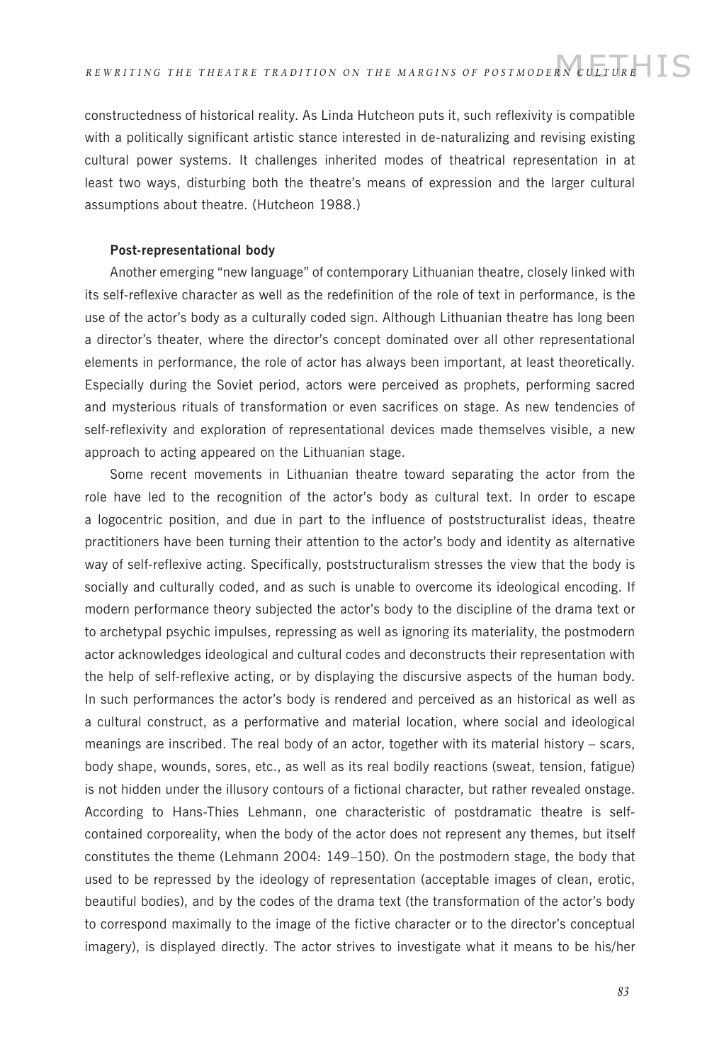constructedness of historical reality. As Linda Hutcheon puts it, such reflexivity is compatible with a politically significant artistic stance interested in de-naturalizing and revising existing cultural power systems. It challenges inherited modes of theatrical representation in at least two ways, disturbing both the theatre's means of expression and the larger cultural assumptions about theatre. (Hutcheon 1988.)

**Post-representational body**

Another emerging "new language" of contemporary Lithuanian theatre, closely linked with its self-reflexive character as well as the redefinition of the role of text in performance, is the use of the actor's body as a culturally coded sign. Although Lithuanian theatre has long been a director's theater, where the director's concept dominated over all other representational elements in performance, the role of actor has always been important, at least theoretically. Especially during the Soviet period, actors were perceived as prophets, performing sacred and mysterious rituals of transformation or even sacrifices on stage. As new tendencies of self-reflexivity and exploration of representational devices made themselves visible, a new approach to acting appeared on the Lithuanian stage.

Some recent movements in Lithuanian theatre toward separating the actor from the role have led to the recognition of the actor's body as cultural text. In order to escape a logocentric position, and due in part to the influence of poststructuralist ideas, theatre practitioners have been turning their attention to the actor's body and identity as alternative way of self-reflexive acting. Specifically, poststructuralism stresses the view that the body is socially and culturally coded, and as such is unable to overcome its ideological encoding. If modern performance theory subjected the actor's body to the discipline of the drama text or to archetypal psychic impulses, repressing as well as ignoring its materiality, the postmodern actor acknowledges ideological and cultural codes and deconstructs their representation with the help of self-reflexive acting, or by displaying the discursive aspects of the human body. In such performances the actor's body is rendered and perceived as an historical as well as a cultural construct, as a performative and material location, where social and ideological meanings are inscribed. The real body of an actor, together with its material history – scars, body shape, wounds, sores, etc., as well as its real bodily reactions (sweat, tension, fatigue) is not hidden under the illusory contours of a fictional character, but rather revealed onstage. According to Hans-Thies Lehmann, one characteristic of postdramatic theatre is self-contained corporeality, when the body of the actor does not represent any themes, but itself constitutes the theme (Lehmann 2004: 149–150). On the postmodern stage, the body that used to be repressed by the ideology of representation (acceptable images of clean, erotic, beautiful bodies), and by the codes of the drama text (the transformation of the actor's body to correspond maximally to the image of the fictive character or to the director's conceptual imagery), is displayed directly. The actor strives to investigate what it means to be his/her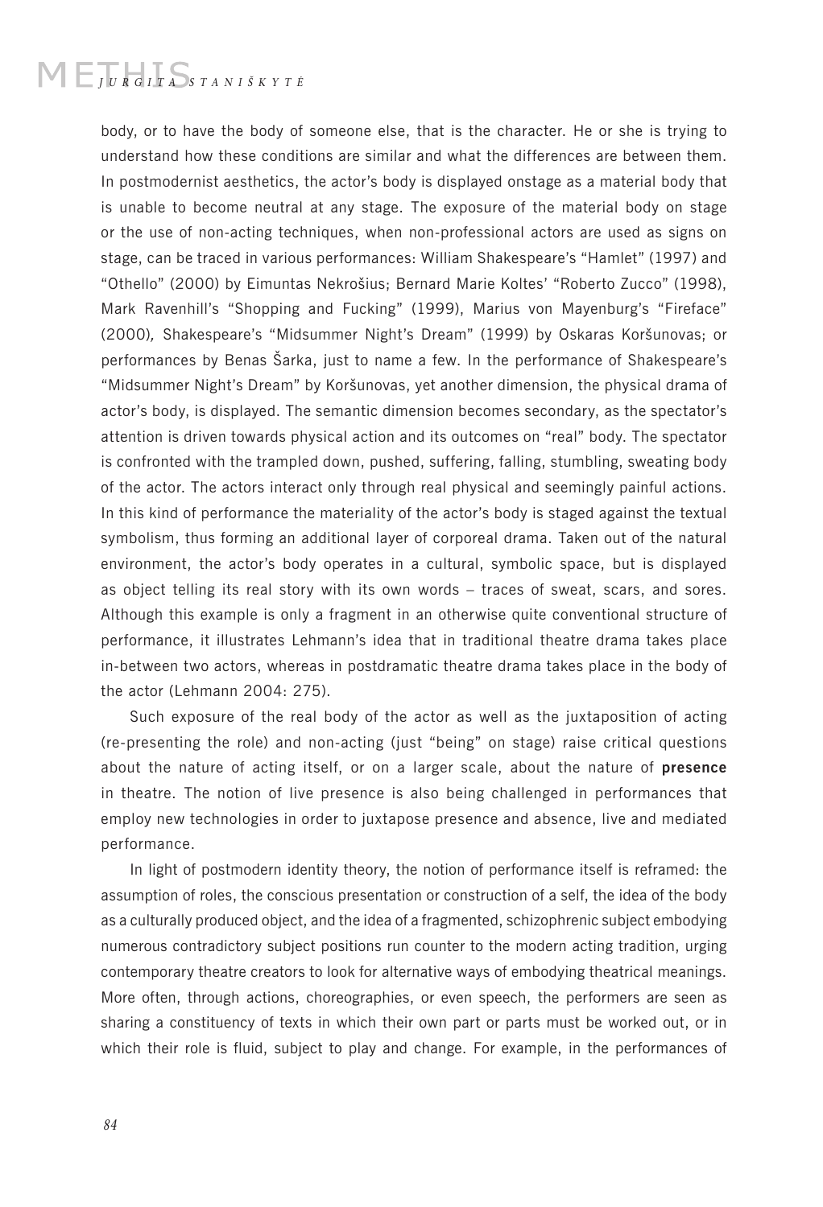body, or to have the body of someone else, that is the character. He or she is trying to understand how these conditions are similar and what the differences are between them. In postmodernist aesthetics, the actor's body is displayed onstage as a material body that is unable to become neutral at any stage. The exposure of the material body on stage or the use of non-acting techniques, when non-professional actors are used as signs on stage, can be traced in various performances: William Shakespeare's "Hamlet" (1997) and "Othello" (2000) by Eimuntas Nekrošius; Bernard Marie Koltes' "Roberto Zucco" (1998), Mark Ravenhill's "Shopping and Fucking" (1999), Marius von Mayenburg's "Fireface" (2000), Shakespeare's "Midsummer Night's Dream" (1999) by Oskaras Koršunovas; or performances by Benas Šarka, just to name a few. In the performance of Shakespeare's "Midsummer Night's Dream" by Koršunovas, yet another dimension, the physical drama of actor's body, is displayed. The semantic dimension becomes secondary, as the spectator's attention is driven towards physical action and its outcomes on "real" body. The spectator is confronted with the trampled down, pushed, suffering, falling, stumbling, sweating body of the actor. The actors interact only through real physical and seemingly painful actions. In this kind of performance the materiality of the actor's body is staged against the textual symbolism, thus forming an additional layer of corporeal drama. Taken out of the natural environment, the actor's body operates in a cultural, symbolic space, but is displayed as object telling its real story with its own words – traces of sweat, scars, and sores. Although this example is only a fragment in an otherwise quite conventional structure of performance, it illustrates Lehmann's idea that in traditional theatre drama takes place in-between two actors, whereas in postdramatic theatre drama takes place in the body of the actor (Lehmann 2004: 275).

Such exposure of the real body of the actor as well as the juxtaposition of acting (re-presenting the role) and non-acting (just "being" on stage) raise critical questions about the nature of acting itself, or on a larger scale, about the nature of **presence** in theatre. The notion of live presence is also being challenged in performances that employ new technologies in order to juxtapose presence and absence, live and mediated performance.

In light of postmodern identity theory, the notion of performance itself is reframed: the assumption of roles, the conscious presentation or construction of a self, the idea of the body as a culturally produced object, and the idea of a fragmented, schizophrenic subject embodying numerous contradictory subject positions run counter to the modern acting tradition, urging contemporary theatre creators to look for alternative ways of embodying theatrical meanings. More often, through actions, choreographies, or even speech, the performers are seen as sharing a constituency of texts in which their own part or parts must be worked out, or in which their role is fluid, subject to play and change. For example, in the performances of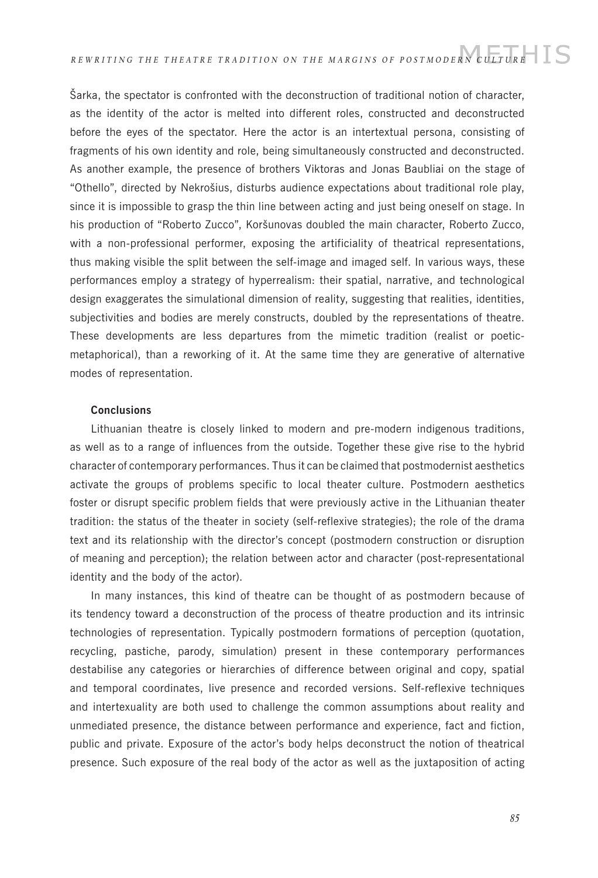Šarka, the spectator is confronted with the deconstruction of traditional notion of character, as the identity of the actor is melted into different roles, constructed and deconstructed before the eyes of the spectator. Here the actor is an intertextual persona, consisting of fragments of his own identity and role, being simultaneously constructed and deconstructed. As another example, the presence of brothers Viktoras and Jonas Baubliai on the stage of "Othello", directed by Nekrošius, disturbs audience expectations about traditional role play, since it is impossible to grasp the thin line between acting and just being oneself on stage. In his production of "Roberto Zucco", Koršunovas doubled the main character, Roberto Zucco, with a non-professional performer, exposing the artificiality of theatrical representations, thus making visible the split between the self-image and imaged self. In various ways, these performances employ a strategy of hyperrealism: their spatial, narrative, and technological design exaggerates the simulational dimension of reality, suggesting that realities, identities, subjectivities and bodies are merely constructs, doubled by the representations of theatre. These developments are less departures from the mimetic tradition (realist or poetic-metaphorical), than a reworking of it. At the same time they are generative of alternative modes of representation.

### Conclusions

Lithuanian theatre is closely linked to modern and pre-modern indigenous traditions, as well as to a range of influences from the outside. Together these give rise to the hybrid character of contemporary performances. Thus it can be claimed that postmodernist aesthetics activate the groups of problems specific to local theater culture. Postmodern aesthetics foster or disrupt specific problem fields that were previously active in the Lithuanian theater tradition: the status of the theater in society (self-reflexive strategies); the role of the drama text and its relationship with the director's concept (postmodern construction or disruption of meaning and perception); the relation between actor and character (post-representational identity and the body of the actor).

In many instances, this kind of theatre can be thought of as postmodern because of its tendency toward a deconstruction of the process of theatre production and its intrinsic technologies of representation. Typically postmodern formations of perception (quotation, recycling, pastiche, parody, simulation) present in these contemporary performances destabilise any categories or hierarchies of difference between original and copy, spatial and temporal coordinates, live presence and recorded versions. Self-reflexive techniques and intertexuality are both used to challenge the common assumptions about reality and unmediated presence, the distance between performance and experience, fact and fiction, public and private. Exposure of the actor's body helps deconstruct the notion of theatrical presence. Such exposure of the real body of the actor as well as the juxtaposition of acting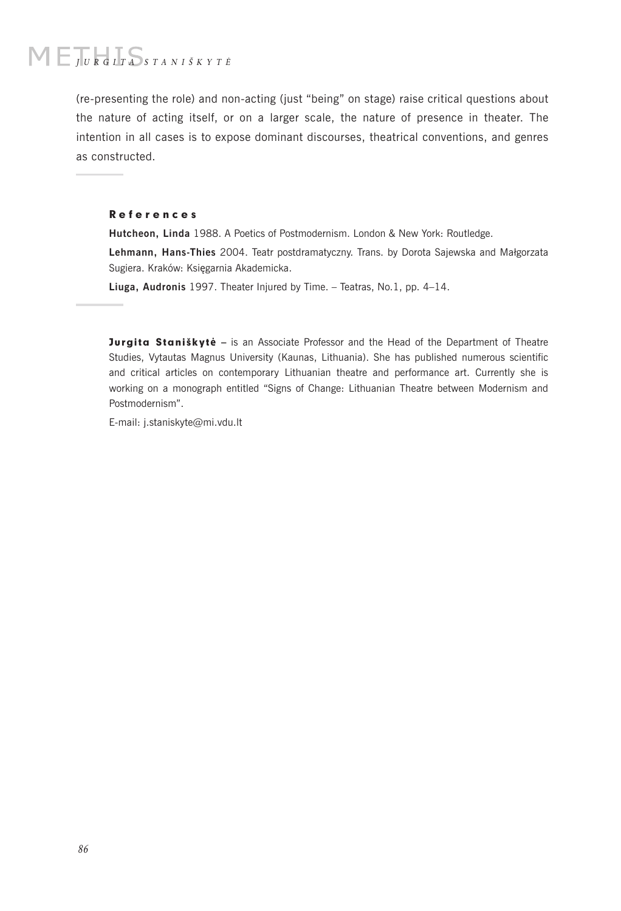(re-presenting the role) and non-acting (just "being" on stage) raise critical questions about the nature of acting itself, or on a larger scale, the nature of presence in theater. The intention in all cases is to expose dominant discourses, theatrical conventions, and genres as constructed.

## References

**Hutcheon, Linda** 1988. A Poetics of Postmodernism. London & New York: Routledge.

**Lehmann, Hans-Thies** 2004. Teatr postdramatyczny. Trans. by Dorota Sajewska and Małgorzata Sugiera. Kraków: Księgarnia Akademicka.

**Liuga, Audronis** 1997. Theater Injured by Time. – Teatras, No.1, pp. 4–14.

**Jurgita Staniškytė** – is an Associate Professor and the Head of the Department of Theatre Studies, Vytautas Magnus University (Kaunas, Lithuania). She has published numerous scientific and critical articles on contemporary Lithuanian theatre and performance art. Currently she is working on a monograph entitled "Signs of Change: Lithuanian Theatre between Modernism and Postmodernism".

E-mail: j.staniskyte@mi.vdu.lt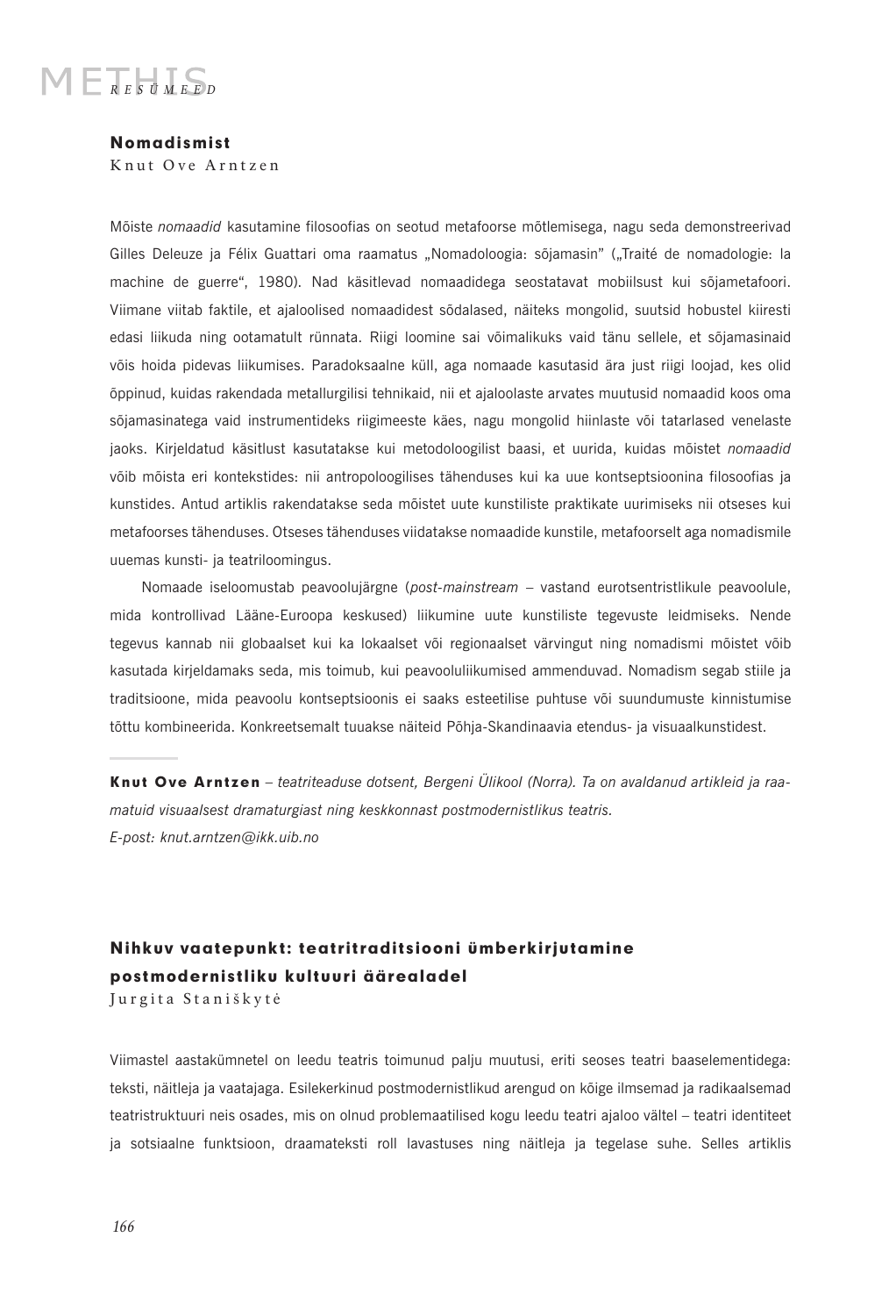## Nomadismist

Knut Ove Arntzen

Mõiste *nomaadid* kasutamine filosoofias on seotud metafoorse mõtlemisega, nagu seda demonstreerivad Gilles Deleuze ja Félix Guattari oma raamatus „Nomadoloogia: sõjamasin" („Traité de nomadologie: la machine de guerre", 1980). Nad käsitlevad nomaadidega seostatavat mobiilsust kui sõjametafoori. Viimane viitab faktile, et ajaloolised nomaadidest sõdalased, näiteks mongolid, suutsid hobustel kiiresti edasi liikuda ning ootamatult rünnata. Riigi loomine sai võimalikuks vaid tänu sellele, et sõjamasinaid võis hoida pidevas liikumises. Paradoksaalne küll, aga nomaade kasutasid ära just riigi loojad, kes olid õppinud, kuidas rakendada metallurgilisi tehnikaid, nii et ajaloolaste arvates muutusid nomaadid koos oma sõjamasinatega vaid instrumentideks riigimeeste käes, nagu mongolid hiinlaste või tatarlased venelaste jaoks. Kirjeldatud käsitlust kasutatakse kui metodoloogilist baasi, et uurida, kuidas mõistet *nomaadid* võib mõista eri kontekstides: nii antropoloogilises tähenduses kui ka uue kontseptsioonina filosoofias ja kunstides. Antud artiklis rakendatakse seda mõistet uute kunstiliste praktikate uurimiseks nii otseses kui metafoorses tähenduses. Otseses tähenduses viidatakse nomaadide kunstile, metafoorselt aga nomadismile uuemas kunsti- ja teatriloomingus.

Nomaade iseloomustab peavoolujärgne (*post-mainstream* – vastand eurotsentristlikule peavoolule, mida kontrollivad Lääne-Euroopa keskused) liikumine uute kunstiliste tegevuste leidmiseks. Nende tegevus kannab nii globaalset kui ka lokaalset või regionaalset värvingut ning nomadismi mõistet võib kasutada kirjeldamaks seda, mis toimub, kui peavooluliikumised ammenduvad. Nomadism segab stiile ja traditsioone, mida peavoolu kontseptsioonis ei saaks esteetilise puhtuse või suundumuste kinnistumise tõttu kombineerida. Konkreetsemalt tuuakse näiteid Põhja-Skandinaavia etendus- ja visuaalkunstidest.

---

**Knut Ove Arntzen** – *teatriteaduse dotsent, Bergeni Ülikool (Norra). Ta on avaldanud artikleid ja raamatuid visuaalsest dramaturgiast ning keskkonnast postmodernistlikus teatris.*
*E-post: knut.arntzen@ikk.uib.no*

## Nihkuv vaatepunkt: teatritraditsiooni ümberkirjutamine postmodernistliku kultuuri äärealadel

Jurgita Staniškytė

Viimastel aastakümnetel on leedu teatris toimunud palju muutusi, eriti seoses teatri baaselementidega: teksti, näitleja ja vaatajaga. Esilekerkinud postmodernistlikud arengud on kõige ilmsemad ja radikaalsemad teatristruktuuri neis osades, mis on olnud problemaatilised kogu leedu teatri ajaloo vältel – teatri identiteet ja sotsiaalne funktsioon, draamateksti roll lavastuses ning näitleja ja tegelase suhe. Selles artiklis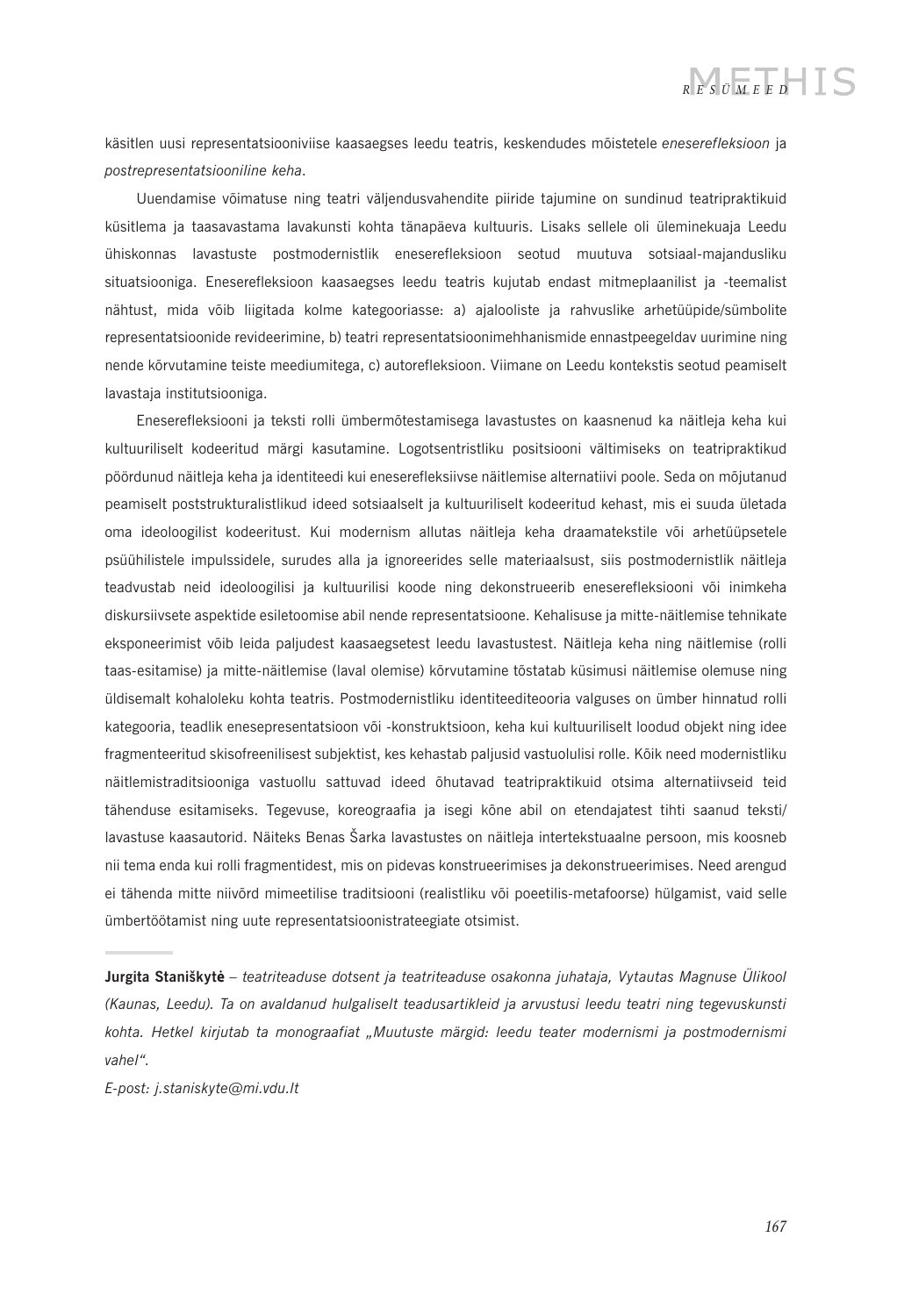käsitlen uusi representatsiooniviise kaasaegses leedu teatris, keskendudes mõistetele *eneserefleksioon* ja *postrepresentatsiooniline keha*.

Uuendamise võimatuse ning teatri väljendusvahendite piiride tajumine on sundinud teatripraktikuid küsitlema ja taasavastama lavakunsti kohta tänapäeva kultuuris. Lisaks sellele oli üleminekuaja Leedu ühiskonnas lavastuste postmodernistlik eneserefleksioon seotud muutuva sotsiaal-majandusliku situatsiooniga. Eneserefleksioon kaasaegses leedu teatris kujutab endast mitmeplaanilist ja -teemalist nähtust, mida võib liigitada kolme kategooriasse: a) ajalooliste ja rahvuslike arhetüüpide/sümbolite representatsioonide revideerimine, b) teatri representatsioonimehhanismide ennastpeegeldav uurimine ning nende kõrvutamine teiste meediumitega, c) autorefleksioon. Viimane on Leedu kontekstis seotud peamiselt lavastaja institutsiooniga.

Eneserefleksiooni ja teksti rolli ümbermõtestamisega lavastustes on kaasnenud ka näitleja keha kui kultuuriliselt kodeeritud märgi kasutamine. Logotsentristliku positsiooni vältimiseks on teatripraktikud pöördunud näitleja keha ja identiteedi kui eneserefleksiivse näitlemise alternatiivi poole. Seda on mõjutanud peamiselt poststrukturalistlikud ideed sotsiaalselt ja kultuuriliselt kodeeritud kehast, mis ei suuda ületada oma ideoloogilist kodeeritust. Kui modernism allutas näitleja keha draamatekstile või arhetüüpsetele psüühilistele impulssidele, surudes alla ja ignoreerides selle materiaalsust, siis postmodernistlik näitleja teadvustab neid ideoloogilisi ja kultuurilisi koode ning dekonstrueerib eneserefleksiooni või inimkeha diskursiivsete aspektide esiletoomise abil nende representatsioone. Kehalisuse ja mitte-näitlemise tehnikate eksponeerimist võib leida paljudest kaasaegsetest leedu lavastustest. Näitleja keha ning näitlemise (rolli taas-esitamise) ja mitte-näitlemise (laval olemise) kõrvutamine tõstatab küsimusi näitlemise olemuse ning üldisemalt kohaloleku kohta teatris. Postmodernistliku identiteediteooria valguses on ümber hinnatud rolli kategooria, teadlik enesepresentatsioon või -konstruktsioon, keha kui kultuuriliselt loodud objekt ning idee fragmenteeritud skisofreenilisest subjektist, kes kehastab paljusid vastuolulisi rolle. Kõik need modernistliku näitlemistraditsiooniga vastuollu sattuvad ideed õhutavad teatripraktikuid otsima alternatiivseid teid tähenduse esitamiseks. Tegevuse, koreograafia ja isegi kõne abil on etendajatest tihti saanud teksti/ lavastuse kaasautorid. Näiteks Benas Šarka lavastustes on näitleja intertekstuaalne persoon, mis koosneb nii tema enda kui rolli fragmentidest, mis on pidevas konstrueerimises ja dekonstrueerimises. Need arengud ei tähenda mitte niivõrd mimeetilise traditsiooni (realistliku või poeetilis-metafoorse) hülgamist, vaid selle ümbertöötamist ning uute representatsioonistrateegiate otsimist.

---

**Jurgita Staniškytė** – *teatriteaduse dotsent ja teatriteaduse osakonna juhataja, Vytautas Magnuse Ülikool (Kaunas, Leedu). Ta on avaldanud hulgaliselt teadusartikleid ja arvustusi leedu teatri ning tegevuskunsti kohta. Hetkel kirjutab ta monograafiat „Muutuste märgid: leedu teater modernismi ja postmodernismi vahel“.*

*E-post: j.staniskyte@mi.vdu.lt*